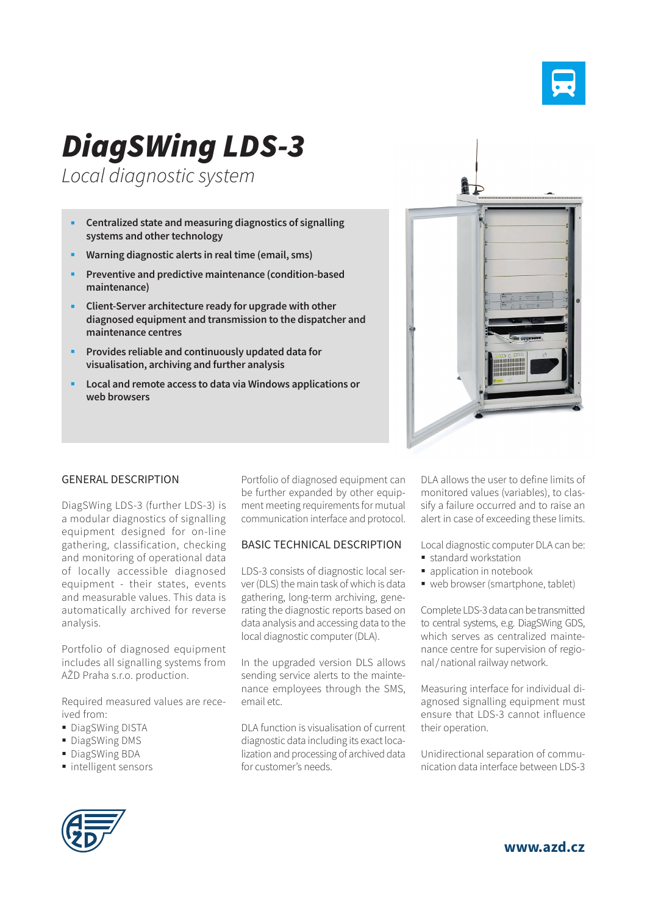# DiagSWing LDS-3

*Local diagnostic system*

- **Centralized state and measuring diagnostics of signalling systems and other technology**
- **Warning diagnostic alerts in real time (email, sms)**
- **Preventive and predictive maintenance (condition-based maintenance)**
- **Client-Server architecture ready for upgrade with other diagnosed equipment and transmission to the dispatcher and maintenance centres**
- **Provides reliable and continuously updated data for visualisation, archiving and further analysis**
- **Local and remote access to data via Windows applications or web browsers**

## GENERAL DESCRIPTION

DiagSWing LDS-3 (further LDS-3) is a modular diagnostics of signalling equipment designed for on-line gathering, classification, checking and monitoring of operational data of locally accessible diagnosed equipment - their states, events and measurable values. This data is automatically archived for reverse analysis.

Portfolio of diagnosed equipment includes all signalling systems from AŽD Praha s.r.o. production.

Required measured values are received from:

- DiagSWing DISTA
- DiagSWing DMS
- DiagSWing BDA
- intelligent sensors

Portfolio of diagnosed equipment can be further expanded by other equipment meeting requirements for mutual communication interface and protocol.

## BASIC TECHNICAL DESCRIPTION

LDS-3 consists of diagnostic local server (DLS) the main task of which is data gathering, long-term archiving, generating the diagnostic reports based on data analysis and accessing data to the local diagnostic computer (DLA).

In the upgraded version DLS allows sending service alerts to the maintenance employees through the SMS, email etc.

DLA function is visualisation of current diagnostic data including its exact localization and processing of archived data for customer's needs.

DLA allows the user to define limits of monitored values (variables), to classify a failure occurred and to raise an alert in case of exceeding these limits.

Local diagnostic computer DLA can be:

- standard workstation
- application in notebook
- web browser (smartphone, tablet)

Complete LDS-3 data can be transmitted to central systems, e.g. DiagSWing GDS, which serves as centralized maintenance centre for supervision of regional / national railway network.

Measuring interface for individual diagnosed signalling equipment must ensure that LDS-3 cannot influence their operation.

Unidirectional separation of communication data interface between LDS-3

**www.azd.cz**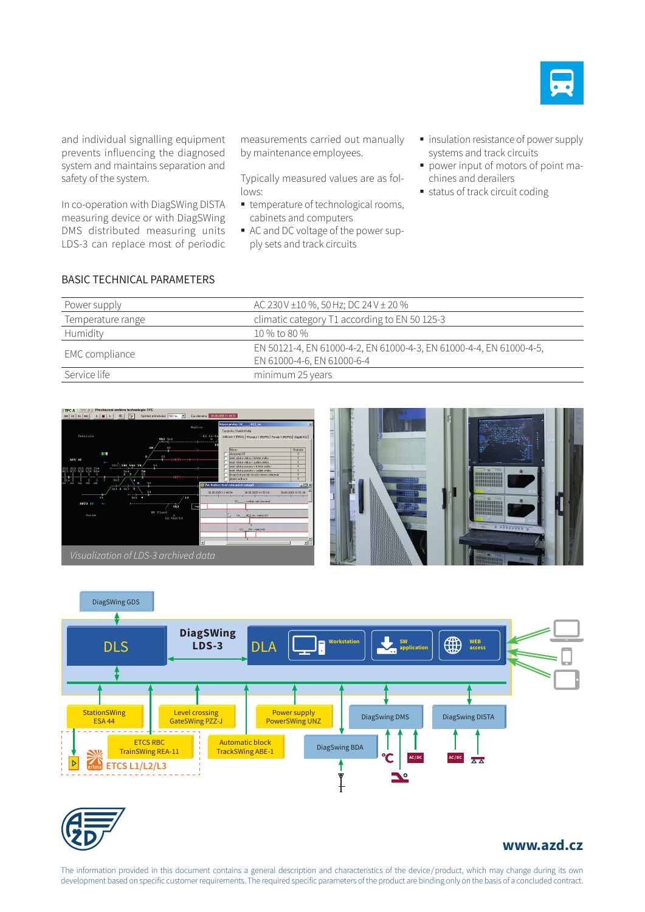and individual signalling equipment prevents influencing the diagnosed system and maintains separation and safety of the system.

In co-operation with DiagSWing DISTA measuring device or with DiagSWing DMS distributed measuring units LDS-3 can replace most of periodic measurements carried out manually by maintenance employees.

Typically measured values are as follows:

- temperature of technological rooms, cabinets and computers
- AC and DC voltage of the power supply sets and track circuits
- insulation resistance of power supply systems and track circuits
- power input of motors of point machines and derailers
- status of track circuit coding

## BASIC TECHNICAL PARAMETERS

| | |
|---|---|
| Power supply | AC 230 V ±10 %, 50 Hz; DC 24 V ± 20 % |
| Temperature range | climatic category T1 according to EN 50 125-3 |
| Humidity | 10 % to 80 % |
| EMC compliance | EN 50121-4, EN 61000-4-2, EN 61000-4-3, EN 61000-4-4, EN 61000-4-5, EN 61000-4-6, EN 61000-6-4 |
| Service life | minimum 25 years |

*Visualization of LDS-3 archived data*

DiagSWing GDS

DLS

DiagSWing LDS-3

DLA

Workstation

SW application

WEB access

StationSWing ESA 44

Level crossing GateSWing PZZ-J

Power supply PowerSWing UNZ

DiagSwing DMS

DiagSwing DISTA

ETCS RBC TrainSWing REA-11

Automatic block TrackSWing ABE-1

DiagSwing BDA

°C

AC/DC

AC/DC

ETCS L1/L2/L3

**www.azd.cz**

The information provided in this document contains a general description and characteristics of the device/product, which may change during its own development based on specific customer requirements. The required specific parameters of the product are binding only on the basis of a concluded contract.